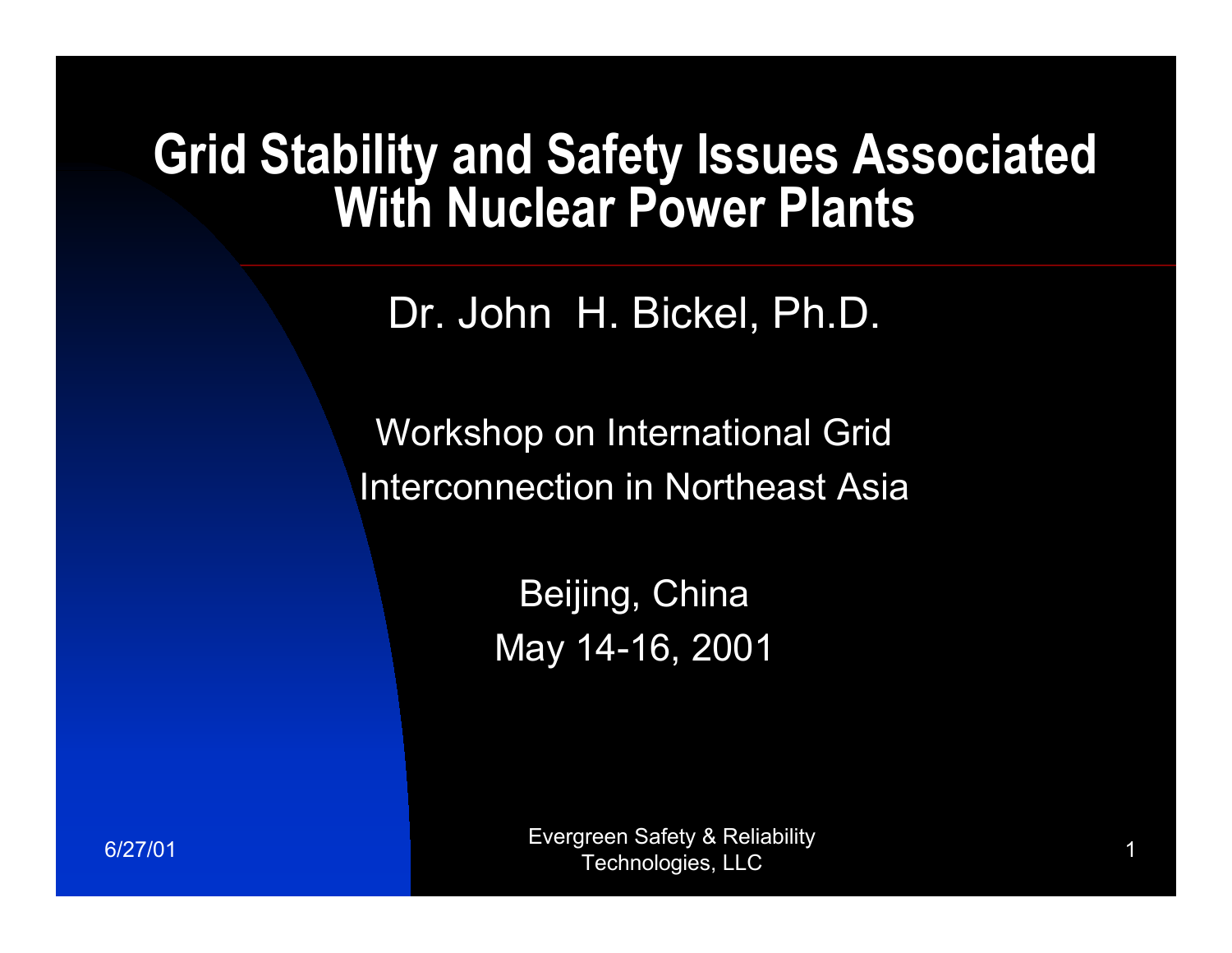# Grid Stability and Safety Issues Associated With Nuclear Power Plants

Dr. John H. Bickel, Ph.D.

Workshop on International Grid Interconnection in Northeast Asia

Beijing, China
May 14-16, 2001

Evergreen Safety & Reliability Technologies, LLC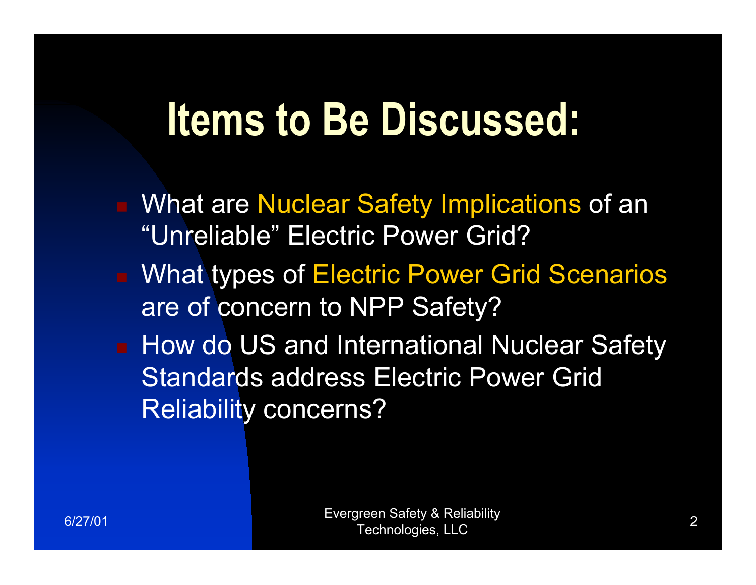# Items to Be Discussed:

- What are Nuclear Safety Implications of an "Unreliable" Electric Power Grid?
- What types of Electric Power Grid Scenarios are of concern to NPP Safety?
- How do US and International Nuclear Safety Standards address Electric Power Grid Reliability concerns?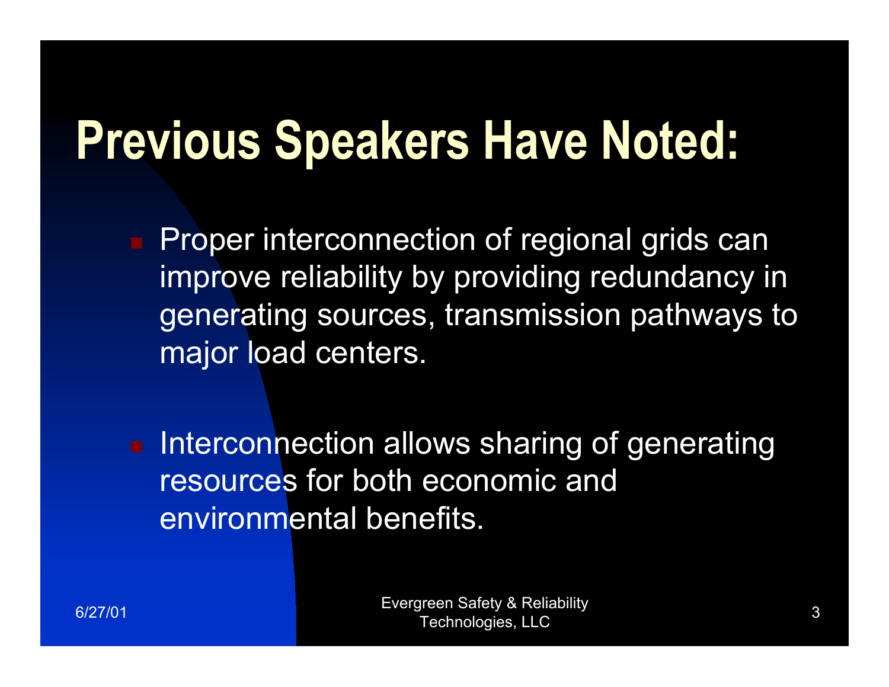# Previous Speakers Have Noted:

- Proper interconnection of regional grids can improve reliability by providing redundancy in generating sources, transmission pathways to major load centers.

- Interconnection allows sharing of generating resources for both economic and environmental benefits.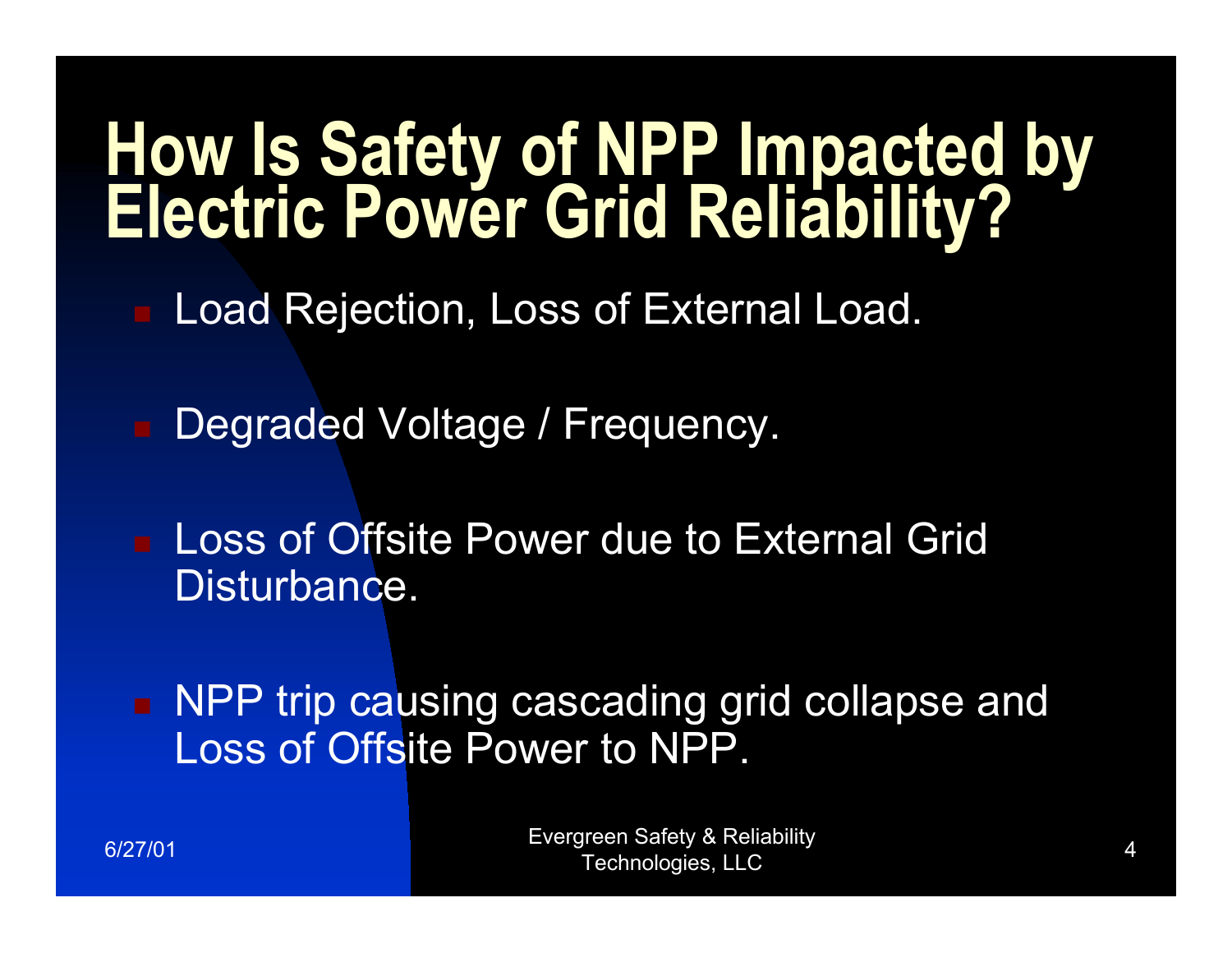# How Is Safety of NPP Impacted by Electric Power Grid Reliability?

- Load Rejection, Loss of External Load.
- Degraded Voltage / Frequency.
- Loss of Offsite Power due to External Grid Disturbance.
- NPP trip causing cascading grid collapse and Loss of Offsite Power to NPP.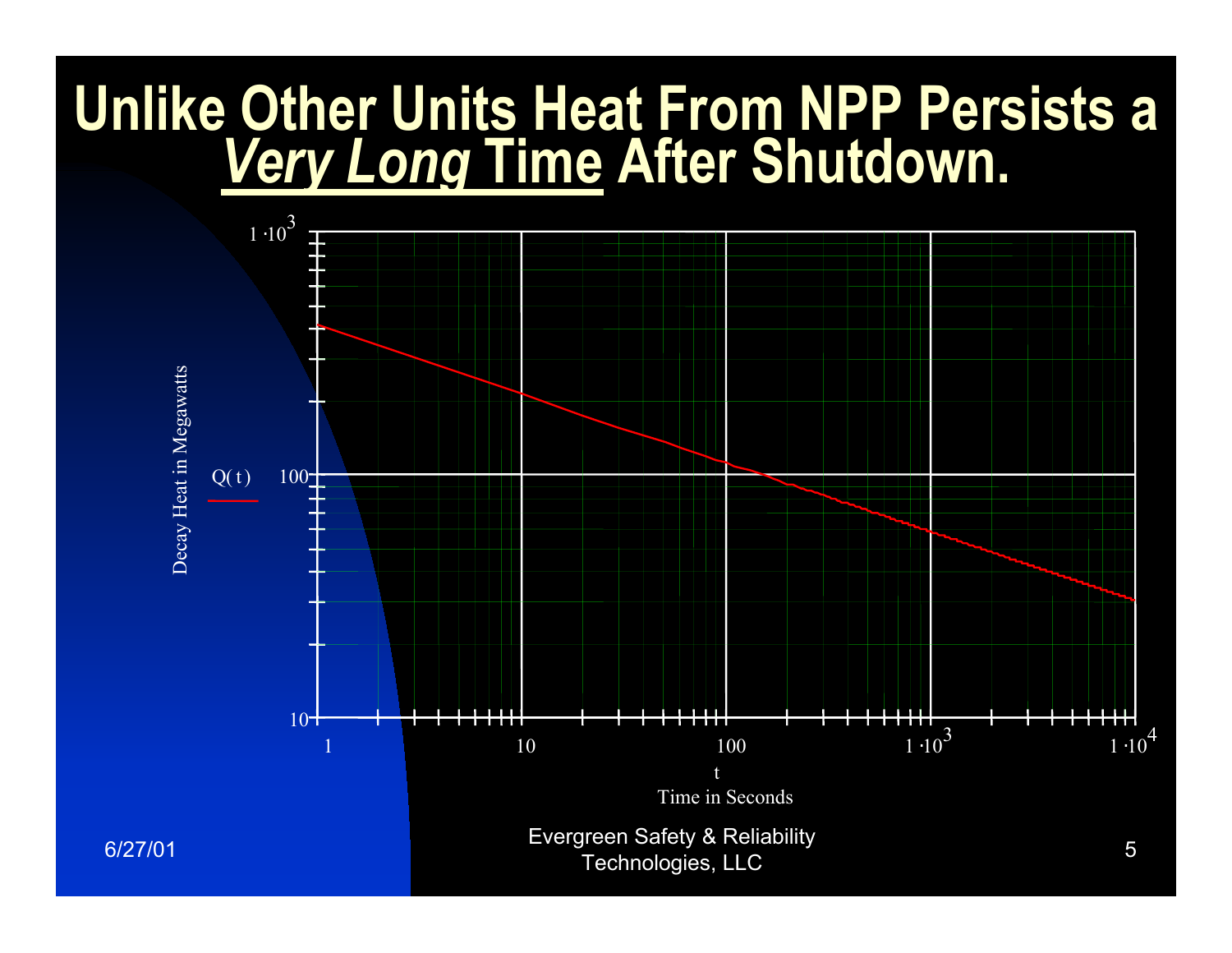# Unlike Other Units Heat From NPP Persists a ***Very Long* Time** After Shutdown.

Decay Heat in Megawatts

Q( t )

$1 \cdot 10^3$

100

10

1

10

100

$1 \cdot 10^3$

$1 \cdot 10^4$

t

Time in Seconds

6/27/01

Evergreen Safety & Reliability Technologies, LLC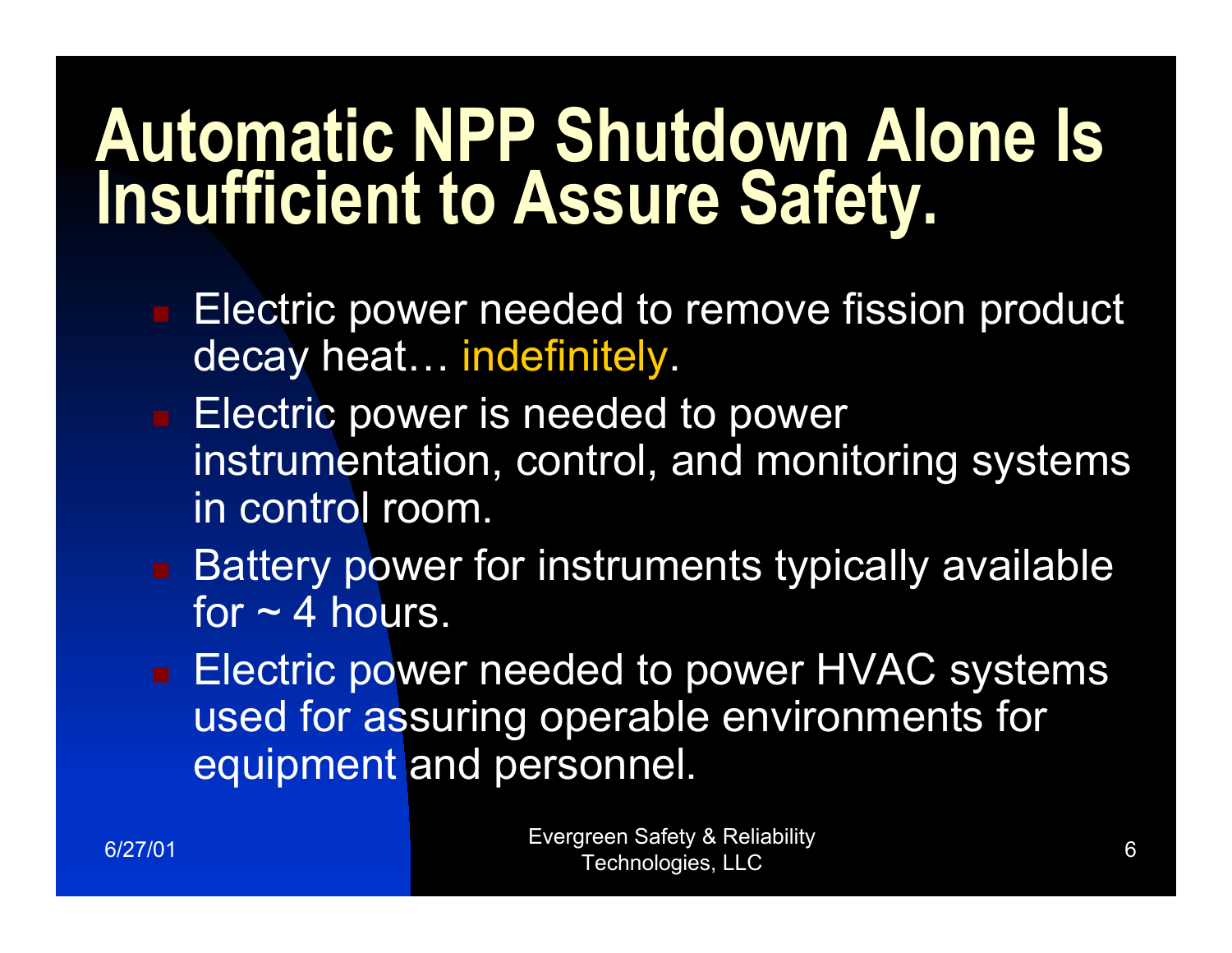# Automatic NPP Shutdown Alone Is Insufficient to Assure Safety.

- Electric power needed to remove fission product decay heat… indefinitely.
- Electric power is needed to power instrumentation, control, and monitoring systems in control room.
- Battery power for instruments typically available for ~ 4 hours.
- Electric power needed to power HVAC systems used for assuring operable environments for equipment and personnel.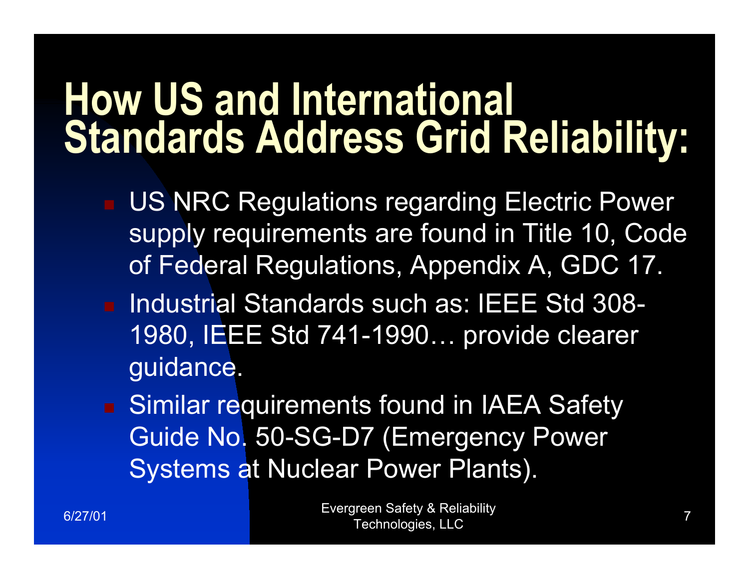# How US and International Standards Address Grid Reliability:

- US NRC Regulations regarding Electric Power supply requirements are found in Title 10, Code of Federal Regulations, Appendix A, GDC 17.
- Industrial Standards such as: IEEE Std 308-1980, IEEE Std 741-1990… provide clearer guidance.
- Similar requirements found in IAEA Safety Guide No. 50-SG-D7 (Emergency Power Systems at Nuclear Power Plants).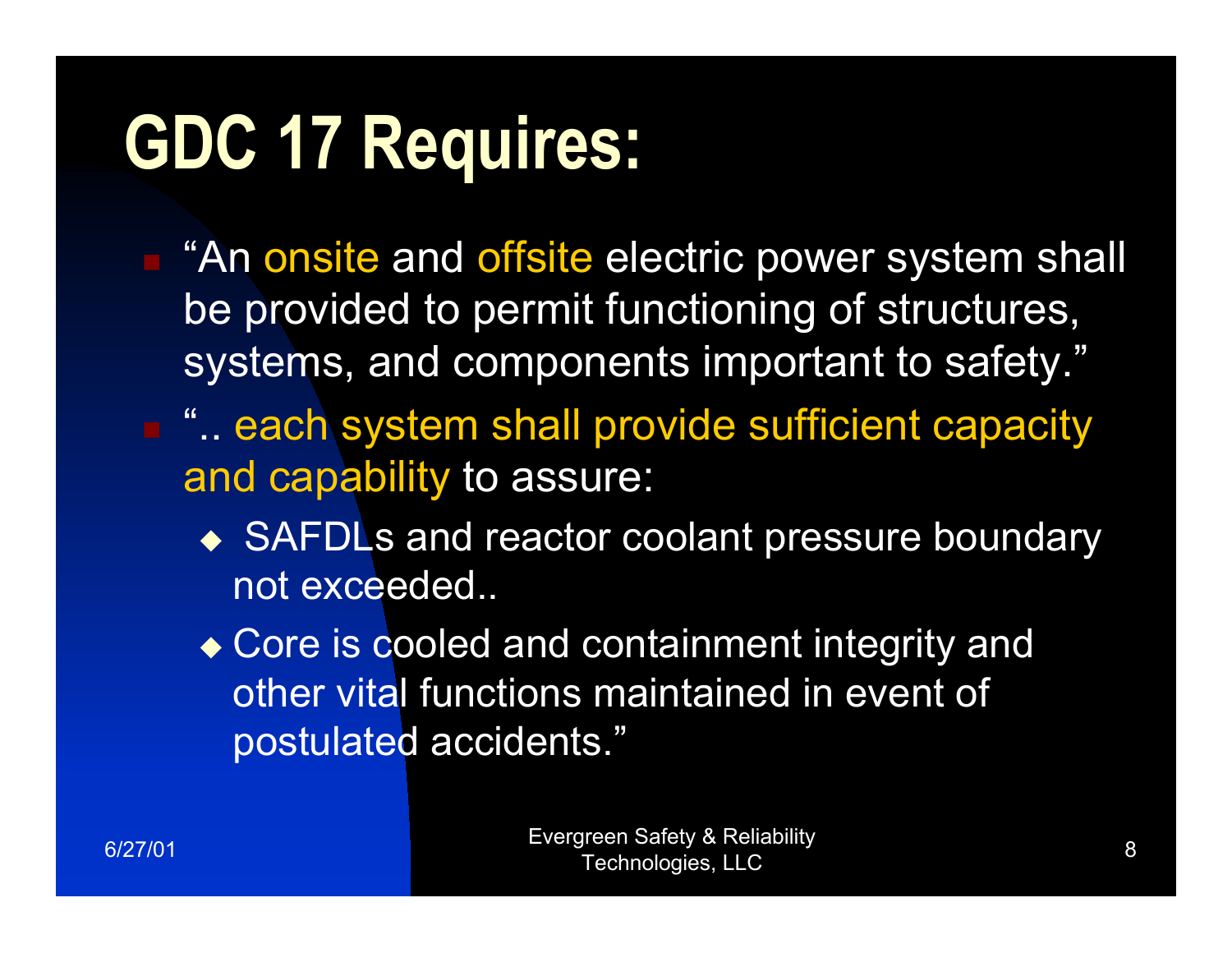# GDC 17 Requires:

- "An onsite and offsite electric power system shall be provided to permit functioning of structures, systems, and components important to safety."
- ".. each system shall provide sufficient capacity and capability to assure:
  - SAFDLs and reactor coolant pressure boundary not exceeded..
  - Core is cooled and containment integrity and other vital functions maintained in event of postulated accidents."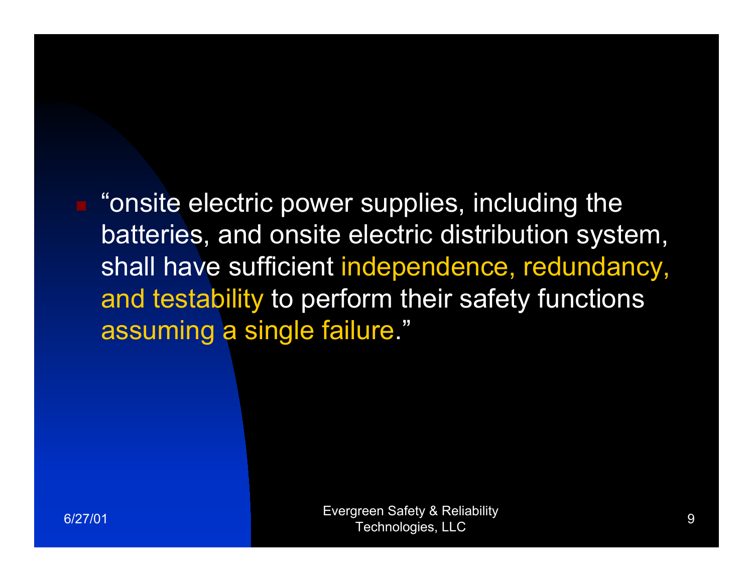- "onsite electric power supplies, including the batteries, and onsite electric distribution system, shall have sufficient independence, redundancy, and testability to perform their safety functions assuming a single failure."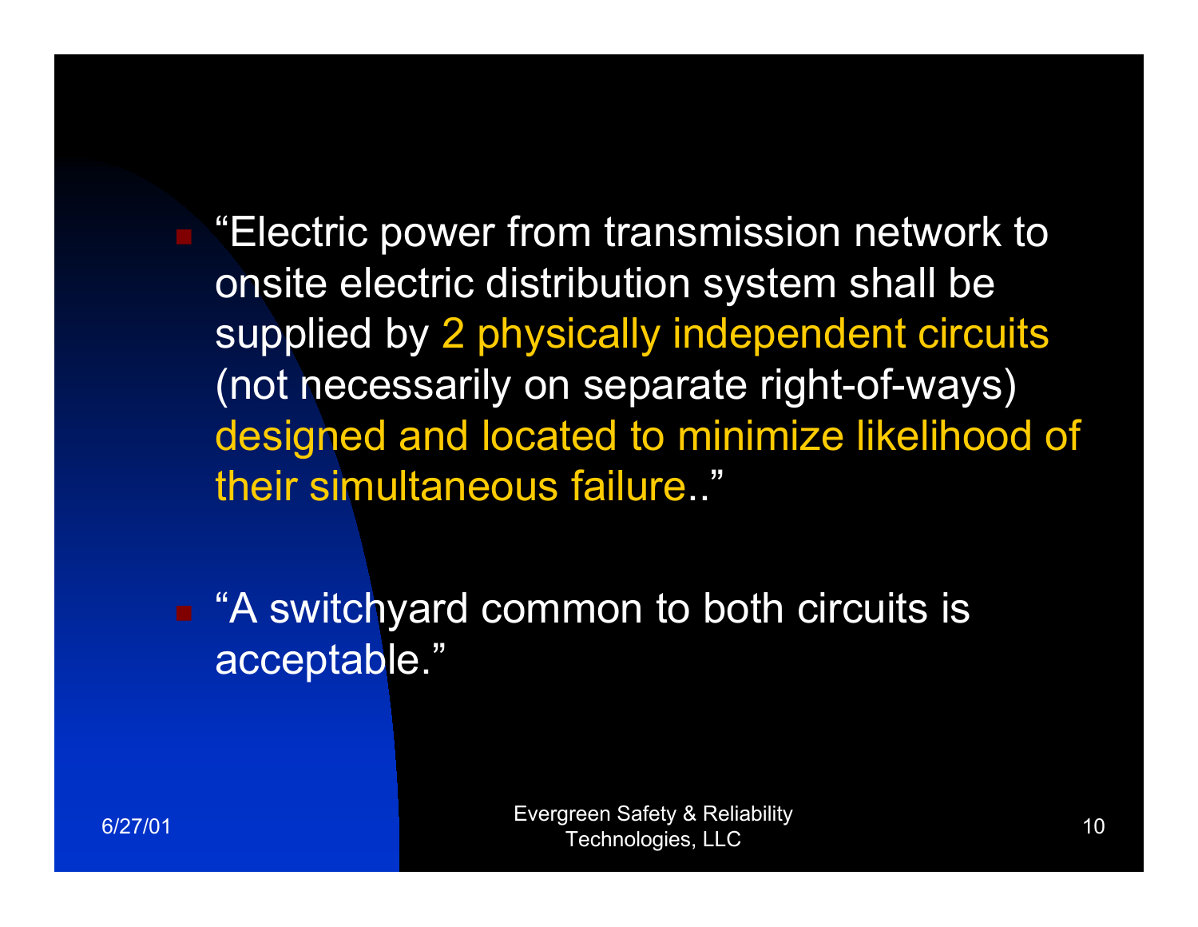- "Electric power from transmission network to onsite electric distribution system shall be supplied by 2 physically independent circuits (not necessarily on separate right-of-ways) designed and located to minimize likelihood of their simultaneous failure.."

- "A switchyard common to both circuits is acceptable."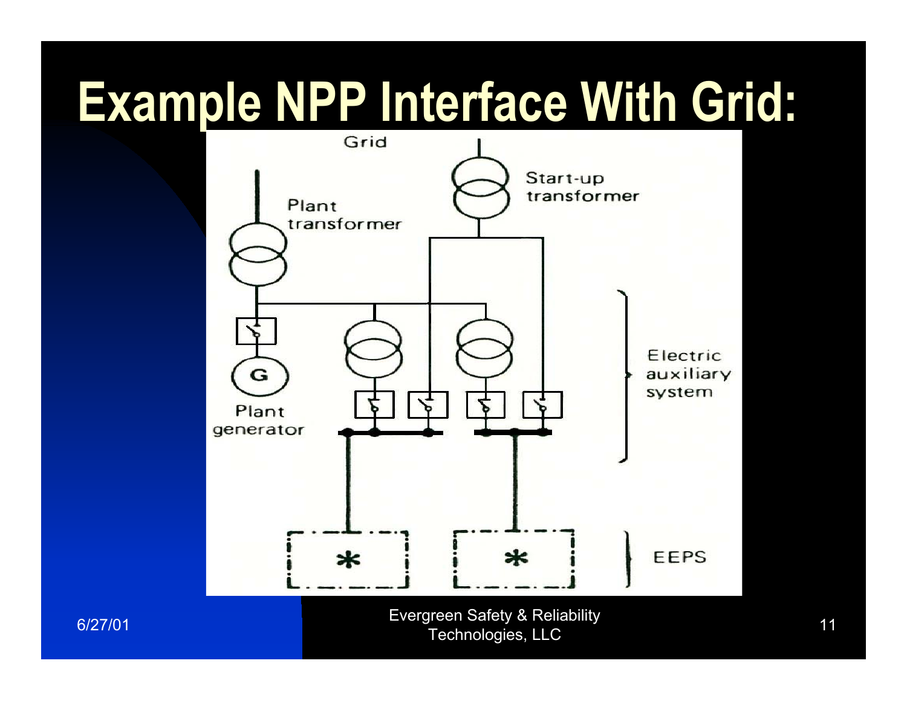# Example NPP Interface With Grid:

Grid

Plant transformer

Start-up transformer

Plant generator

Electric auxiliary system

EEPS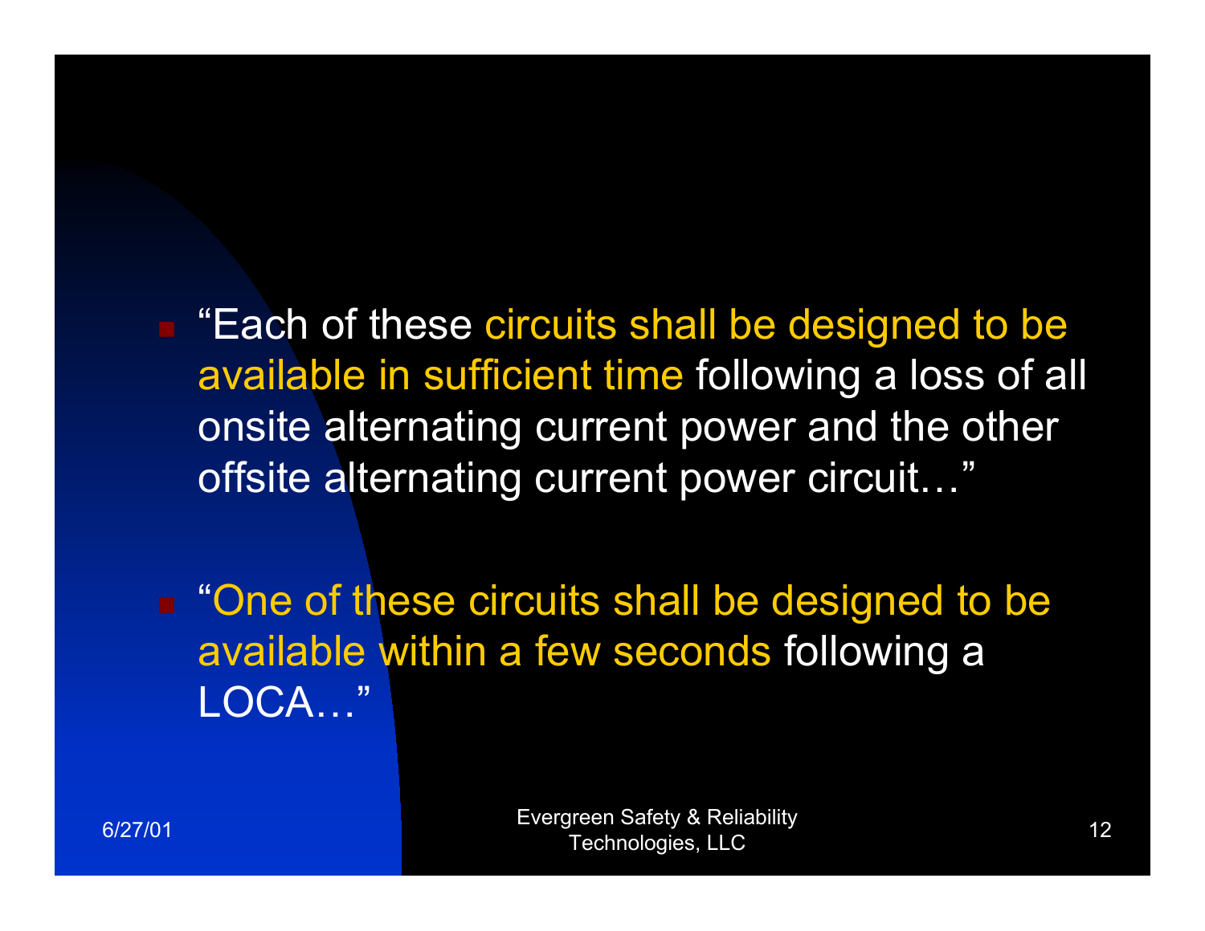- “Each of these circuits shall be designed to be available in sufficient time following a loss of all onsite alternating current power and the other offsite alternating current power circuit…”

- “One of these circuits shall be designed to be available within a few seconds following a LOCA…”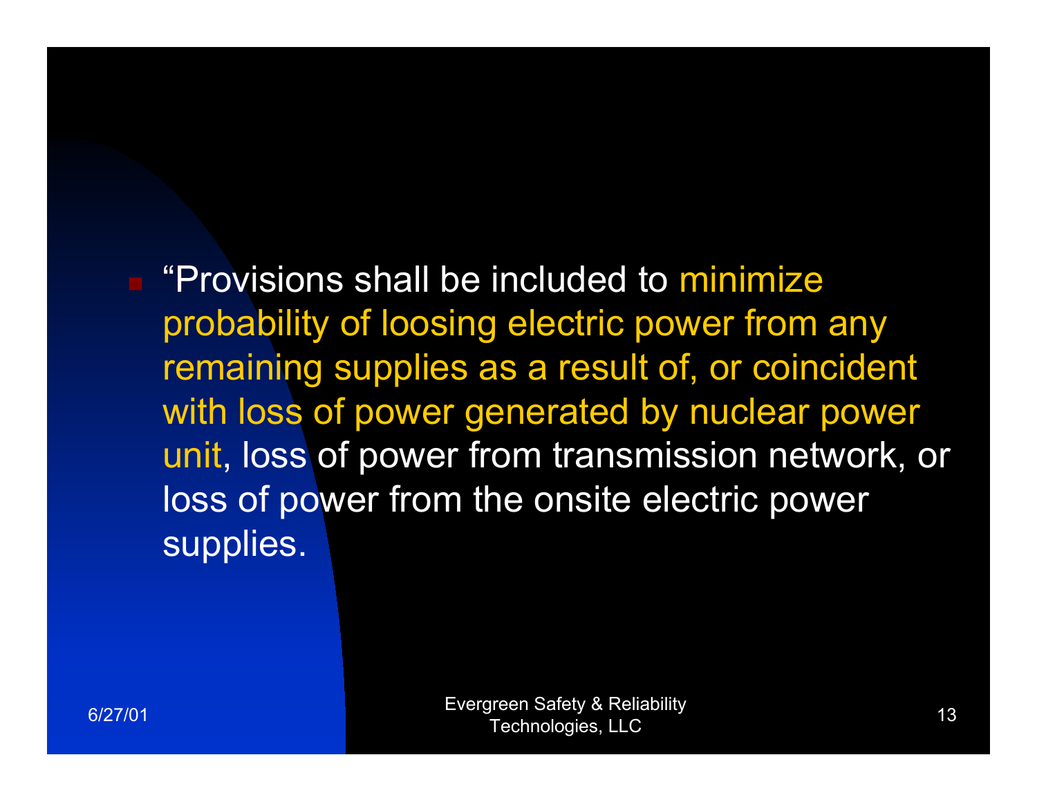- “Provisions shall be included to minimize probability of loosing electric power from any remaining supplies as a result of, or coincident with loss of power generated by nuclear power unit, loss of power from transmission network, or loss of power from the onsite electric power supplies.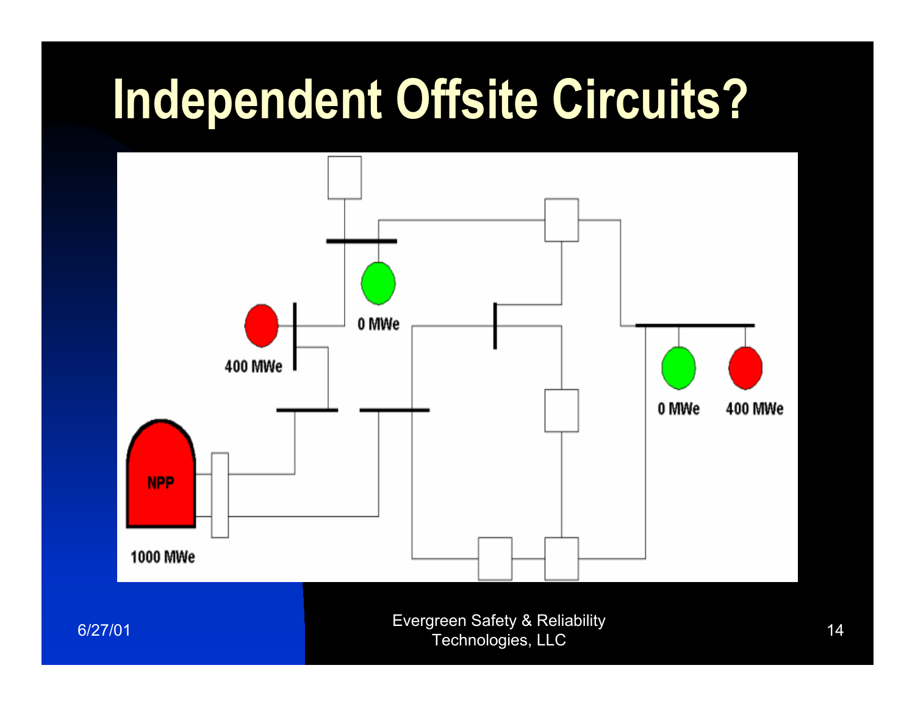# Independent Offsite Circuits?

NPP

1000 MWe

400 MWe

0 MWe

0 MWe

400 MWe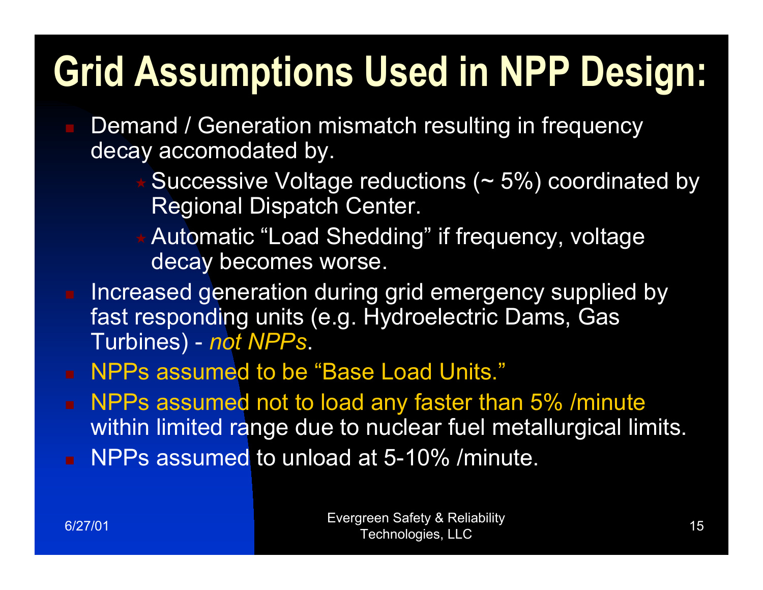# Grid Assumptions Used in NPP Design:

- Demand / Generation mismatch resulting in frequency decay accomodated by.
  - Successive Voltage reductions (~ 5%) coordinated by Regional Dispatch Center.
  - Automatic “Load Shedding” if frequency, voltage decay becomes worse.
- Increased generation during grid emergency supplied by fast responding units (e.g. Hydroelectric Dams, Gas Turbines) - *not NPPs*.
- NPPs assumed to be “Base Load Units.”
- NPPs assumed not to load any faster than 5% /minute within limited range due to nuclear fuel metallurgical limits.
- NPPs assumed to unload at 5-10% /minute.

6/27/01

Evergreen Safety & Reliability Technologies, LLC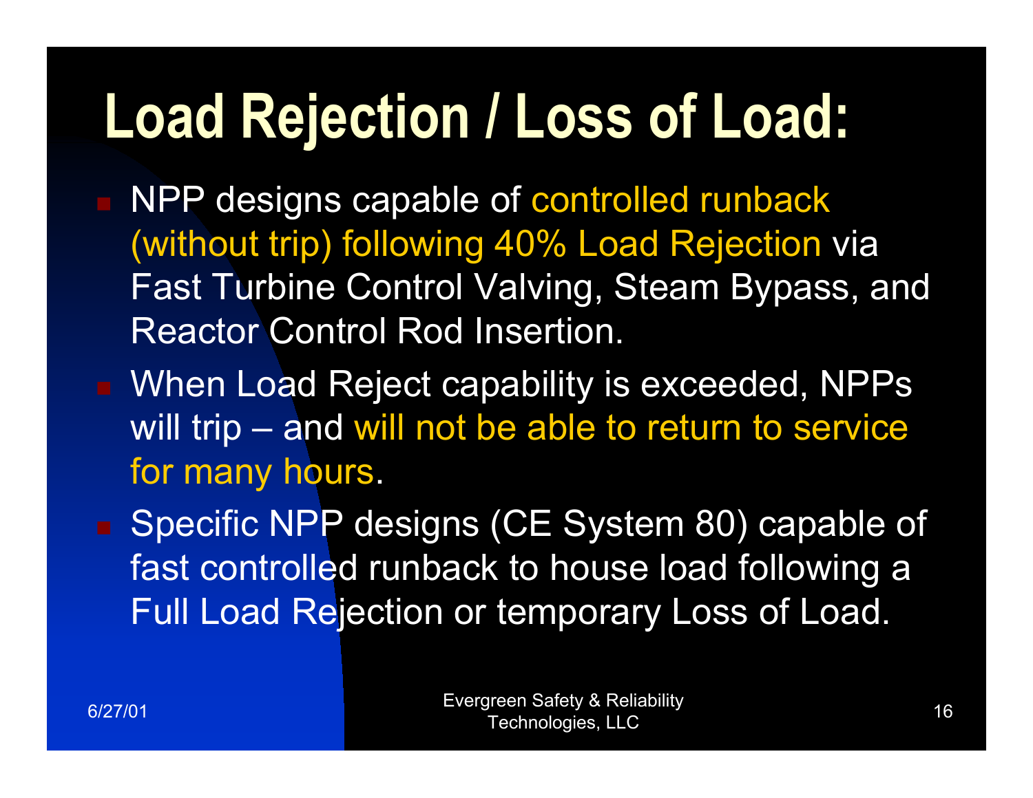# Load Rejection / Loss of Load:

- NPP designs capable of controlled runback (without trip) following 40% Load Rejection via Fast Turbine Control Valving, Steam Bypass, and Reactor Control Rod Insertion.
- When Load Reject capability is exceeded, NPPs will trip – and will not be able to return to service for many hours.
- Specific NPP designs (CE System 80) capable of fast controlled runback to house load following a Full Load Rejection or temporary Loss of Load.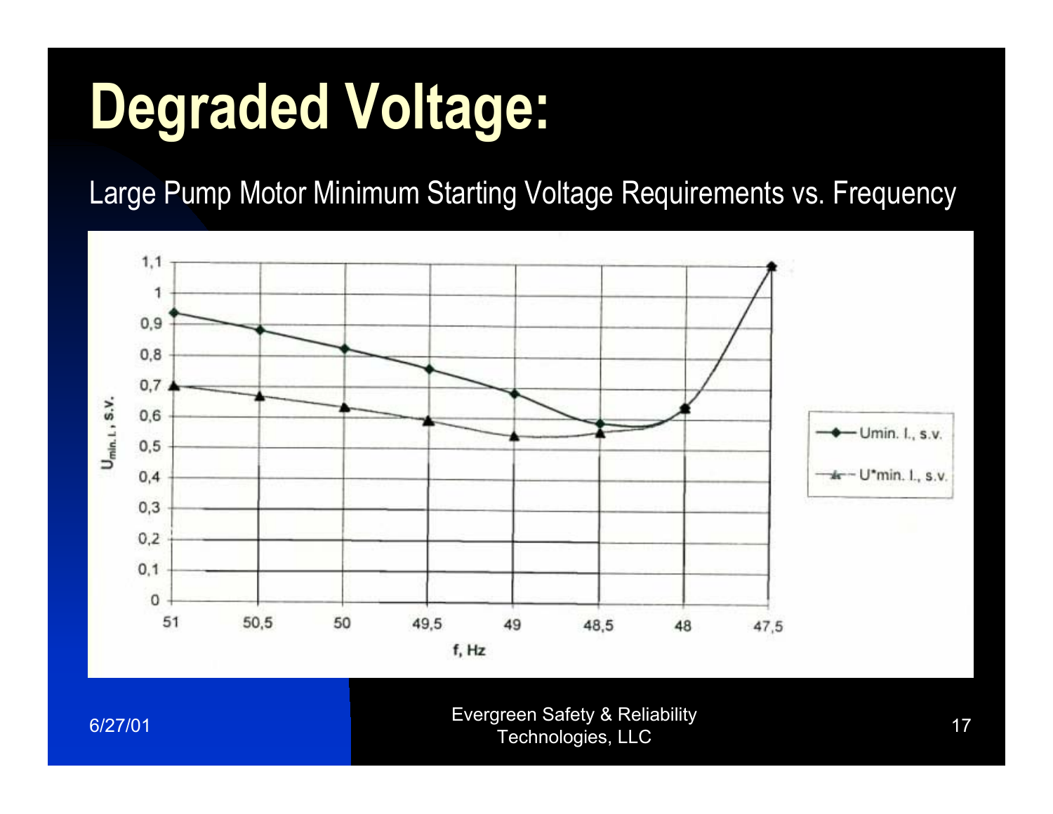# Degraded Voltage:

Large Pump Motor Minimum Starting Voltage Requirements vs. Frequency

| f, Hz | Umin. l., s.v. | U*min. l., s.v. |
|---|---|---|
| 51 | 0,94 | 0,7 |
| 50,5 | 0,88 | 0,67 |
| 50 | 0,82 | 0,63 |
| 49,5 | 0,75 | 0,59 |
| 49 | 0,67 | 0,54 |
| 48,5 | 0,57 | 0,55 |
| 48 | 0,63 | 0,62 |
| 47,5 | 1,09 | |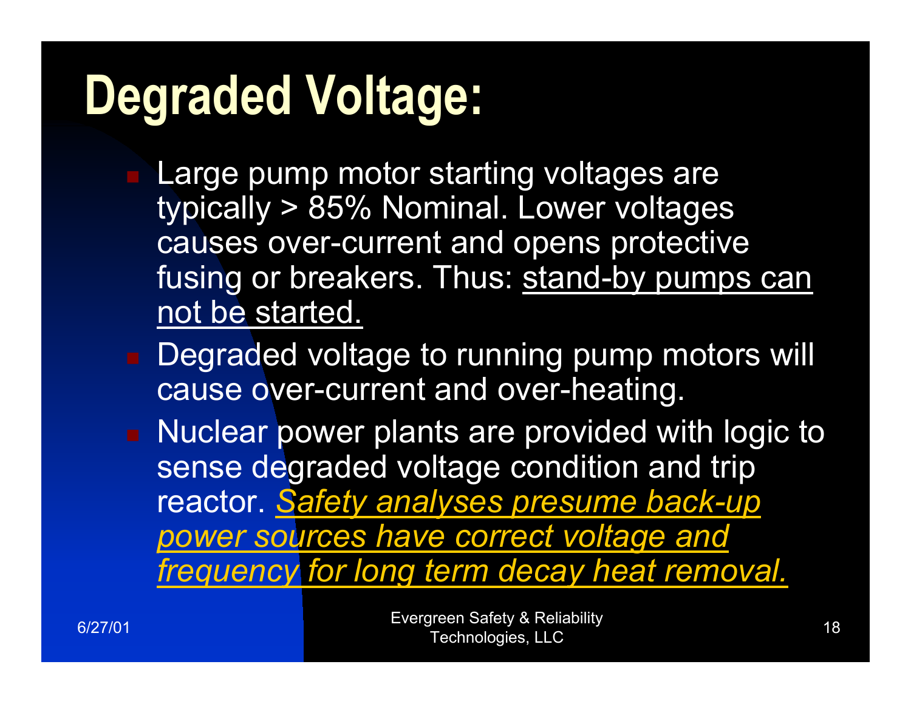# Degraded Voltage:

- Large pump motor starting voltages are typically > 85% Nominal. Lower voltages causes over-current and opens protective fusing or breakers. Thus: <u>stand-by pumps can not be started.</u>
- Degraded voltage to running pump motors will cause over-current and over-heating.
- Nuclear power plants are provided with logic to sense degraded voltage condition and trip reactor. <u>*Safety analyses presume back-up power sources have correct voltage and frequency for long term decay heat removal.*</u>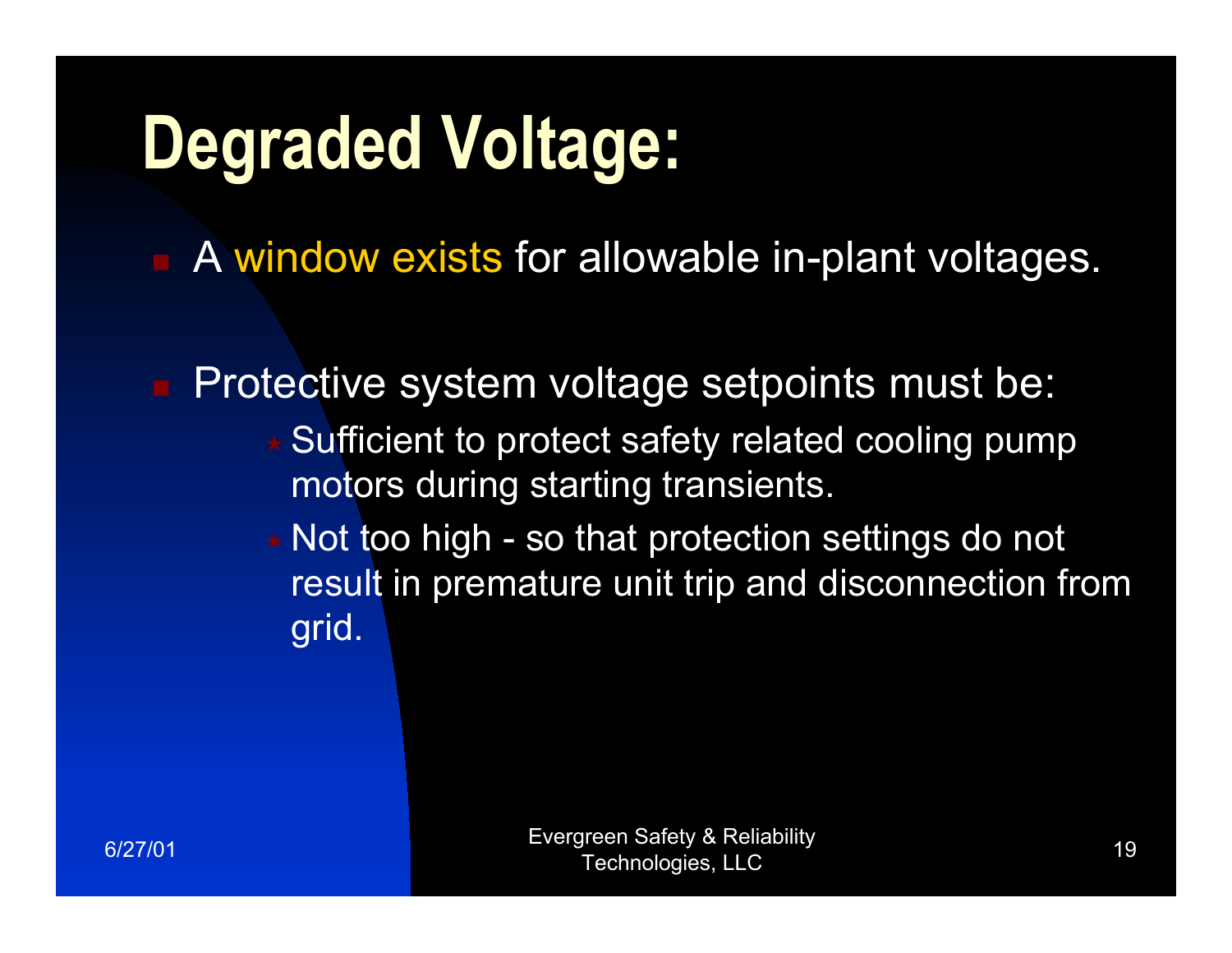# Degraded Voltage:

- A window exists for allowable in-plant voltages.

- Protective system voltage setpoints must be:
  - Sufficient to protect safety related cooling pump motors during starting transients.
  - Not too high - so that protection settings do not result in premature unit trip and disconnection from grid.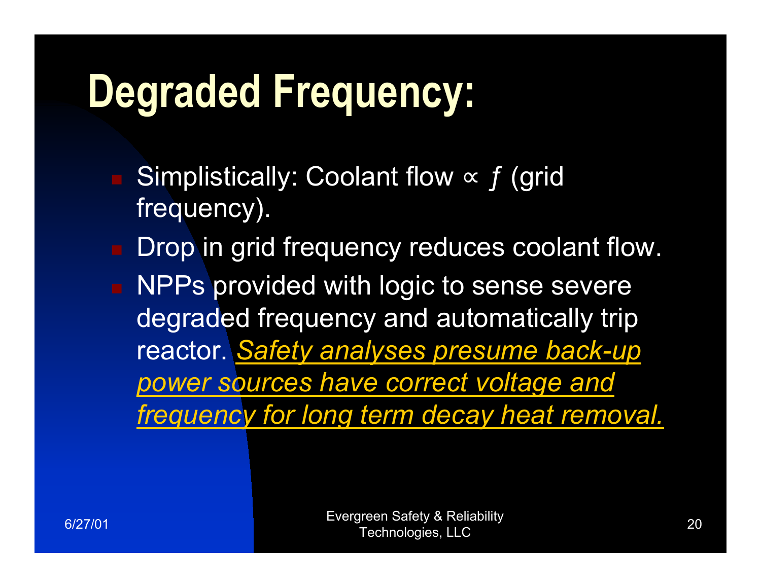# Degraded Frequency:

- Simplistically: Coolant flow $\propto f$ (grid frequency).
- Drop in grid frequency reduces coolant flow.
- NPPs provided with logic to sense severe degraded frequency and automatically trip reactor. *Safety analyses presume back-up power sources have correct voltage and frequency for long term decay heat removal.*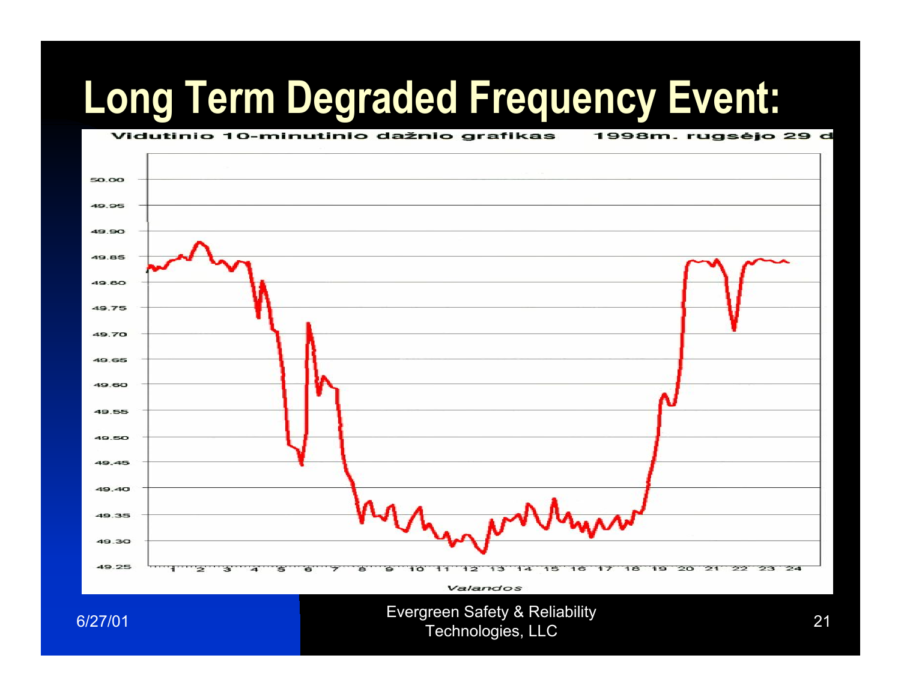# Long Term Degraded Frequency Event:

Vidutinio 10-minutinio dažnio grafikas 1998m. rugsėjo 29 d

| |
|---|
| 50.00 |
| 49.95 |
| 49.90 |
| 49.85 |
| 49.80 |
| 49.75 |
| 49.70 |
| 49.65 |
| 49.60 |
| 49.55 |
| 49.50 |
| 49.45 |
| 49.40 |
| 49.35 |
| 49.30 |
| 49.25 |

1 2 3 4 5 6 7 8 9 10 11 12 13 14 15 16 17 18 19 20 21 22 23 24

Valandos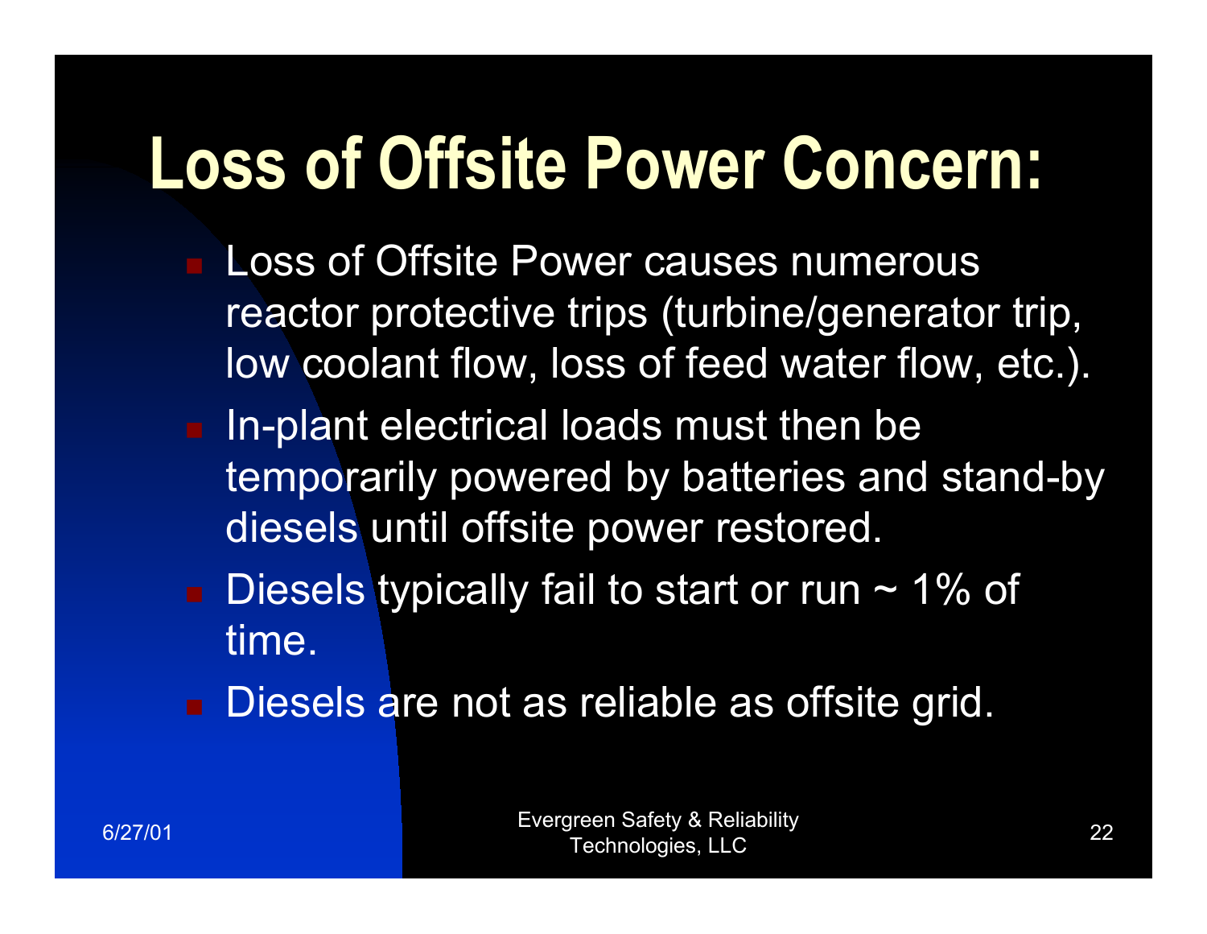# Loss of Offsite Power Concern:

- Loss of Offsite Power causes numerous reactor protective trips (turbine/generator trip, low coolant flow, loss of feed water flow, etc.).
- In-plant electrical loads must then be temporarily powered by batteries and stand-by diesels until offsite power restored.
- Diesels typically fail to start or run ~ 1% of time.
- Diesels are not as reliable as offsite grid.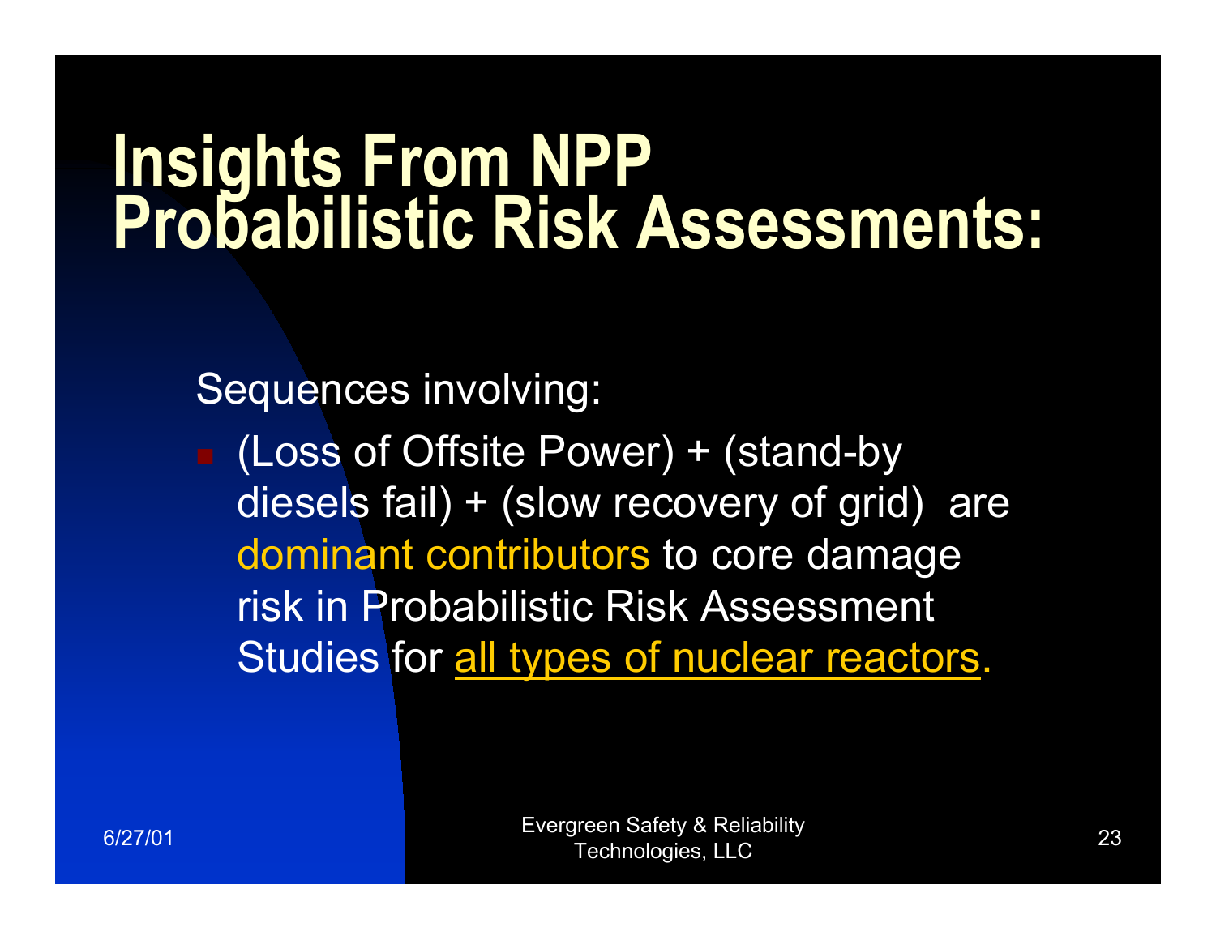# Insights From NPP Probabilistic Risk Assessments:

Sequences involving:

- (Loss of Offsite Power) + (stand-by diesels fail) + (slow recovery of grid) are dominant contributors to core damage risk in Probabilistic Risk Assessment Studies for all types of nuclear reactors.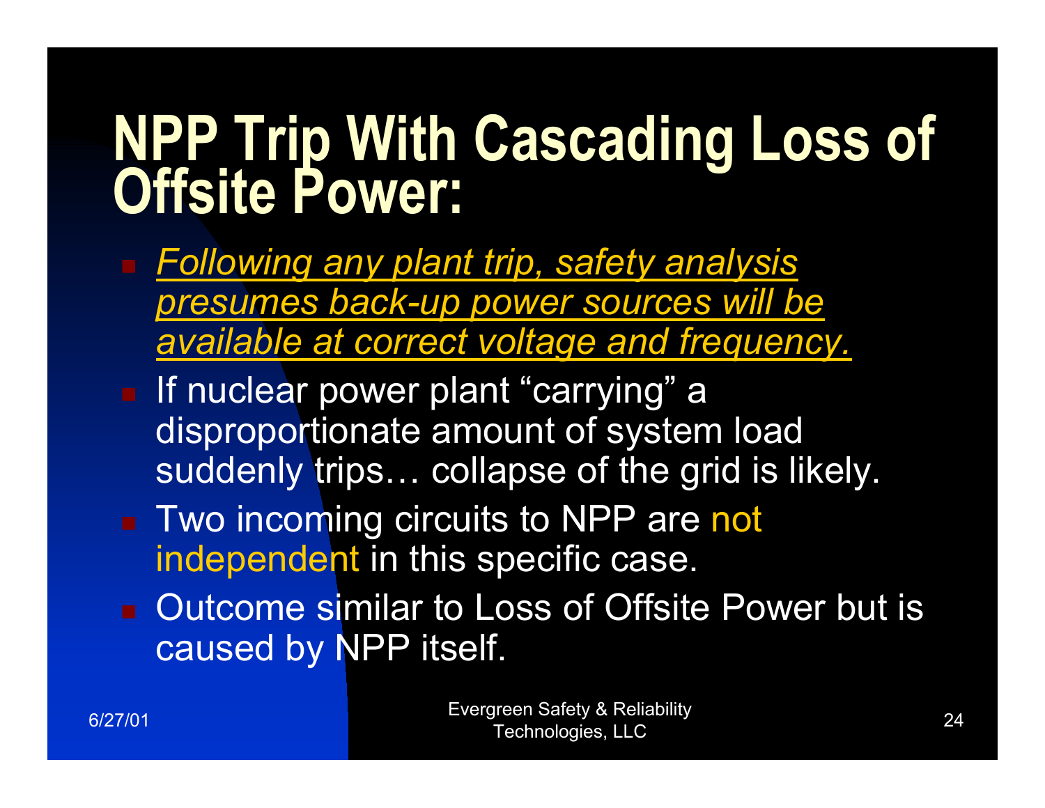# NPP Trip With Cascading Loss of Offsite Power:

- *<u>Following any plant trip, safety analysis presumes back-up power sources will be available at correct voltage and frequency.</u>*
- If nuclear power plant “carrying” a disproportionate amount of system load suddenly trips… collapse of the grid is likely.
- Two incoming circuits to NPP are not independent in this specific case.
- Outcome similar to Loss of Offsite Power but is caused by NPP itself.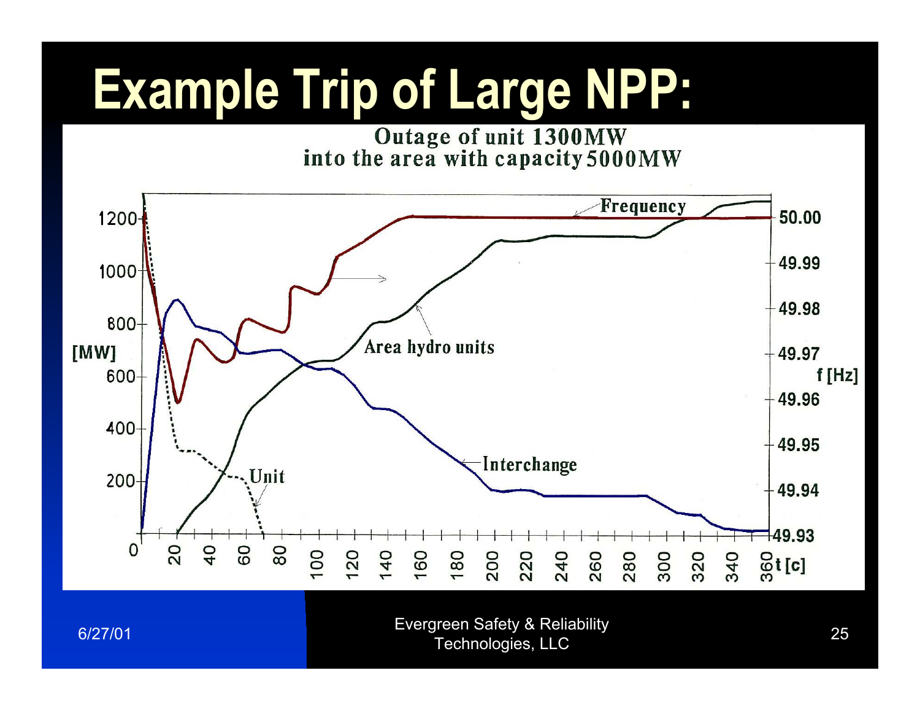# Example Trip of Large NPP:

Outage of unit 1300MW
into the area with capacity 5000MW

[MW]

1200
1000
800
600
400
200
0

f [Hz]

50.00
49.99
49.98
49.97
49.96
49.95
49.94
49.93

t [c]

0 20 40 60 80 100 120 140 160 180 200 220 240 260 280 300 320 340 360

Frequency

Area hydro units

Interchange

Unit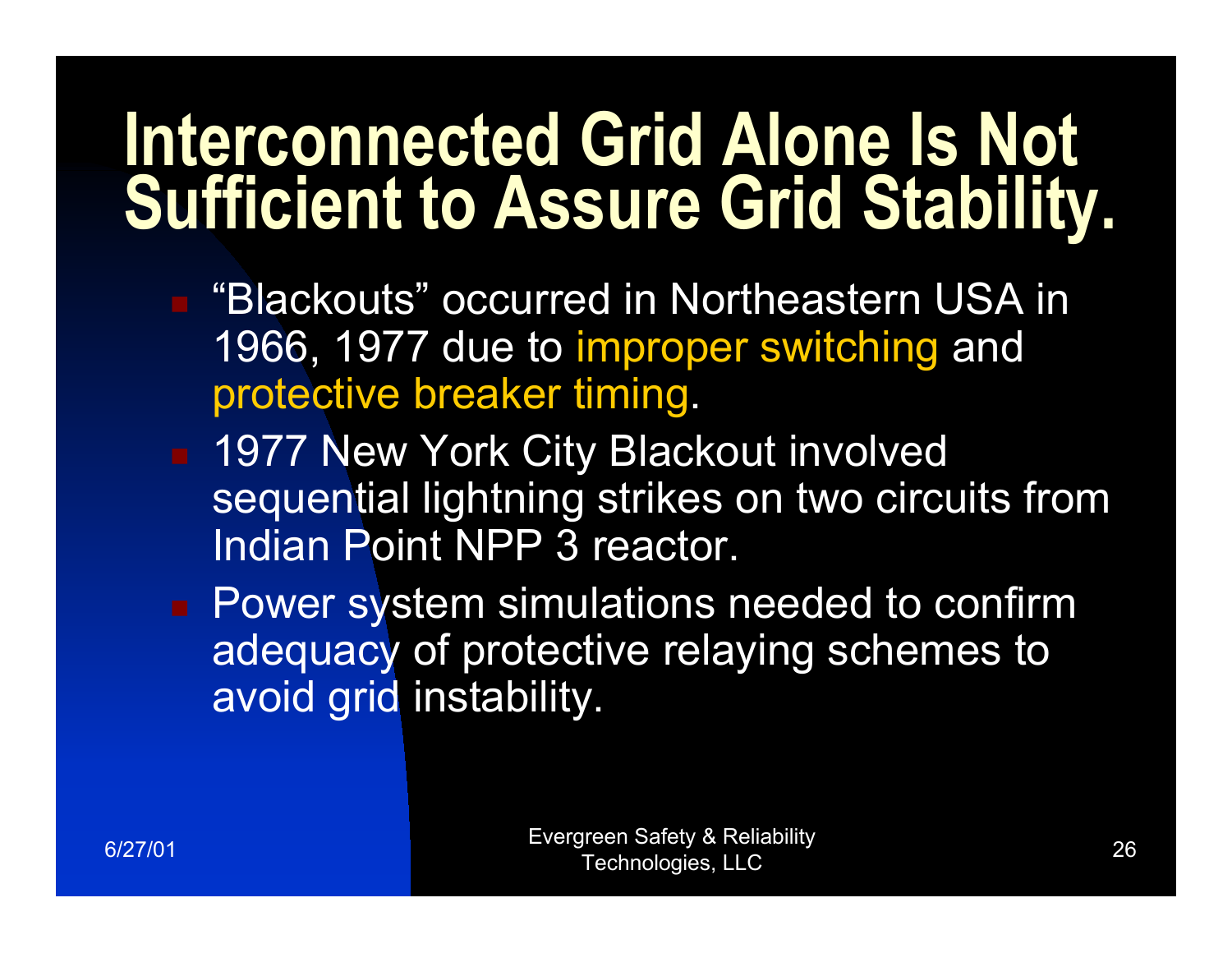# Interconnected Grid Alone Is Not Sufficient to Assure Grid Stability.

- "Blackouts" occurred in Northeastern USA in 1966, 1977 due to improper switching and protective breaker timing.
- 1977 New York City Blackout involved sequential lightning strikes on two circuits from Indian Point NPP 3 reactor.
- Power system simulations needed to confirm adequacy of protective relaying schemes to avoid grid instability.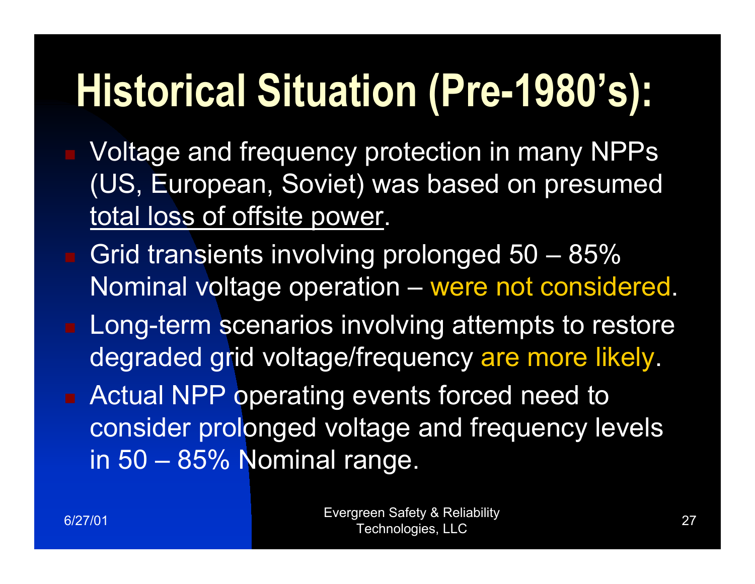# Historical Situation (Pre-1980's):

- Voltage and frequency protection in many NPPs (US, European, Soviet) was based on presumed <u>total loss of offsite power</u>.
- Grid transients involving prolonged 50 – 85% Nominal voltage operation – were not considered.
- Long-term scenarios involving attempts to restore degraded grid voltage/frequency are more likely.
- Actual NPP operating events forced need to consider prolonged voltage and frequency levels in 50 – 85% Nominal range.

6/27/01

Evergreen Safety & Reliability Technologies, LLC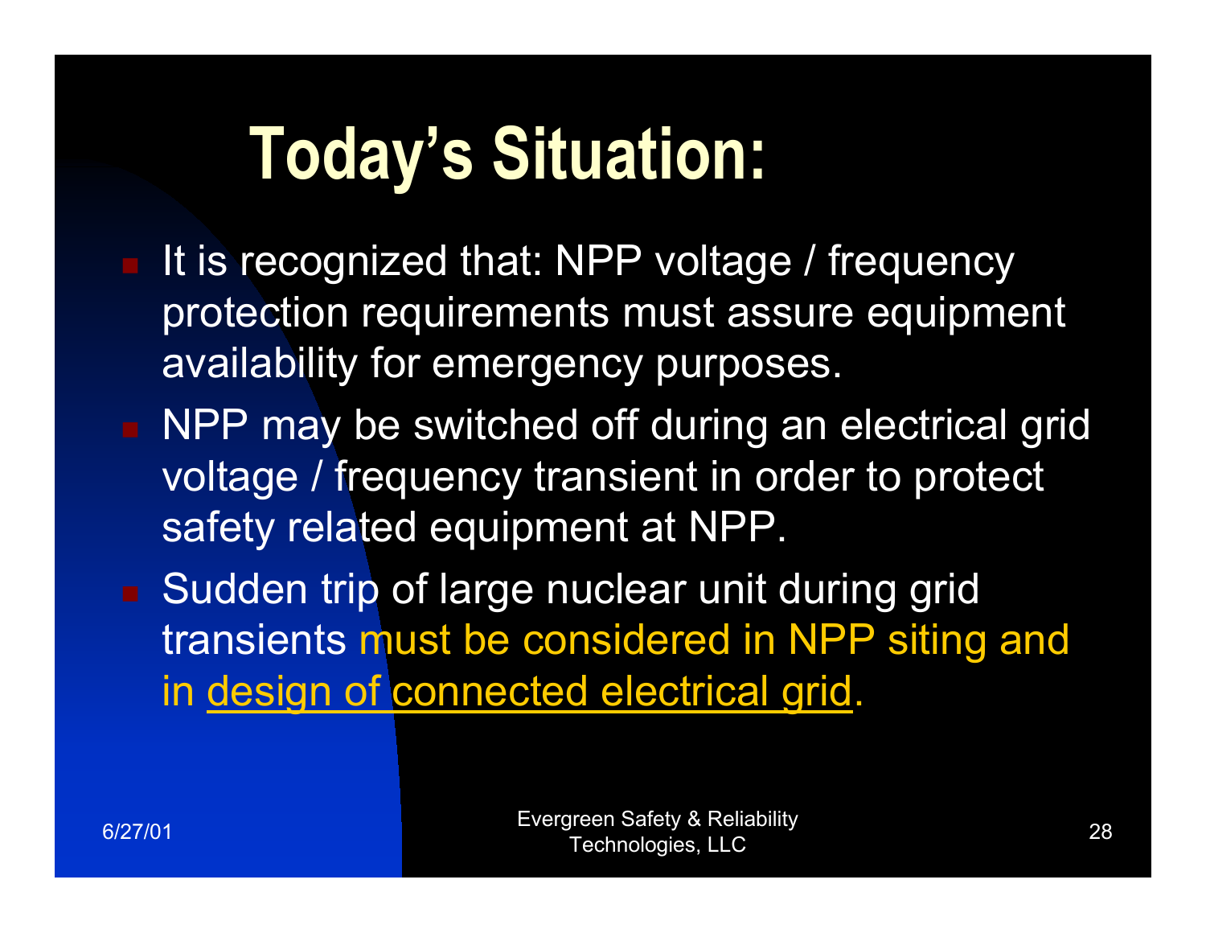# Today's Situation:

- It is recognized that: NPP voltage / frequency protection requirements must assure equipment availability for emergency purposes.
- NPP may be switched off during an electrical grid voltage / frequency transient in order to protect safety related equipment at NPP.
- Sudden trip of large nuclear unit during grid transients must be considered in NPP siting and in design of connected electrical grid.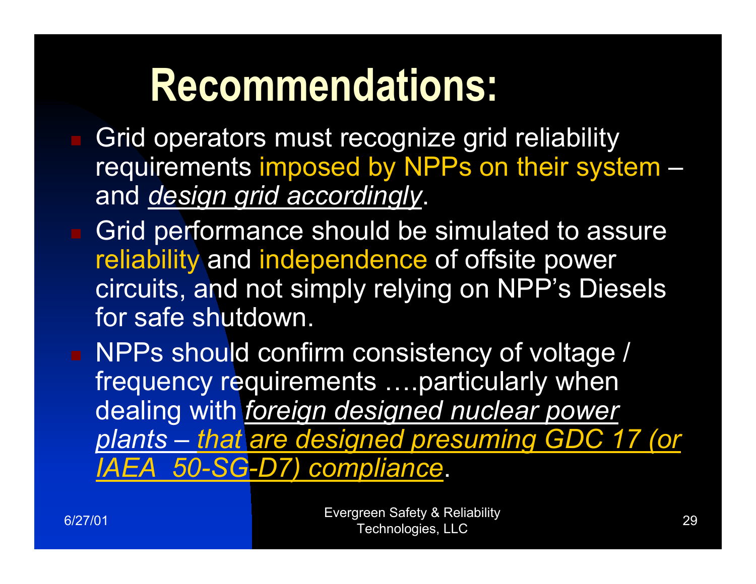# Recommendations:

- Grid operators must recognize grid reliability requirements imposed by NPPs on their system – and *design grid accordingly*.
- Grid performance should be simulated to assure reliability and independence of offsite power circuits, and not simply relying on NPP's Diesels for safe shutdown.
- NPPs should confirm consistency of voltage / frequency requirements ….particularly when dealing with *foreign designed nuclear power plants – that are designed presuming GDC 17 (or IAEA 50-SG-D7) compliance*.

6/27/01

Evergreen Safety & Reliability Technologies, LLC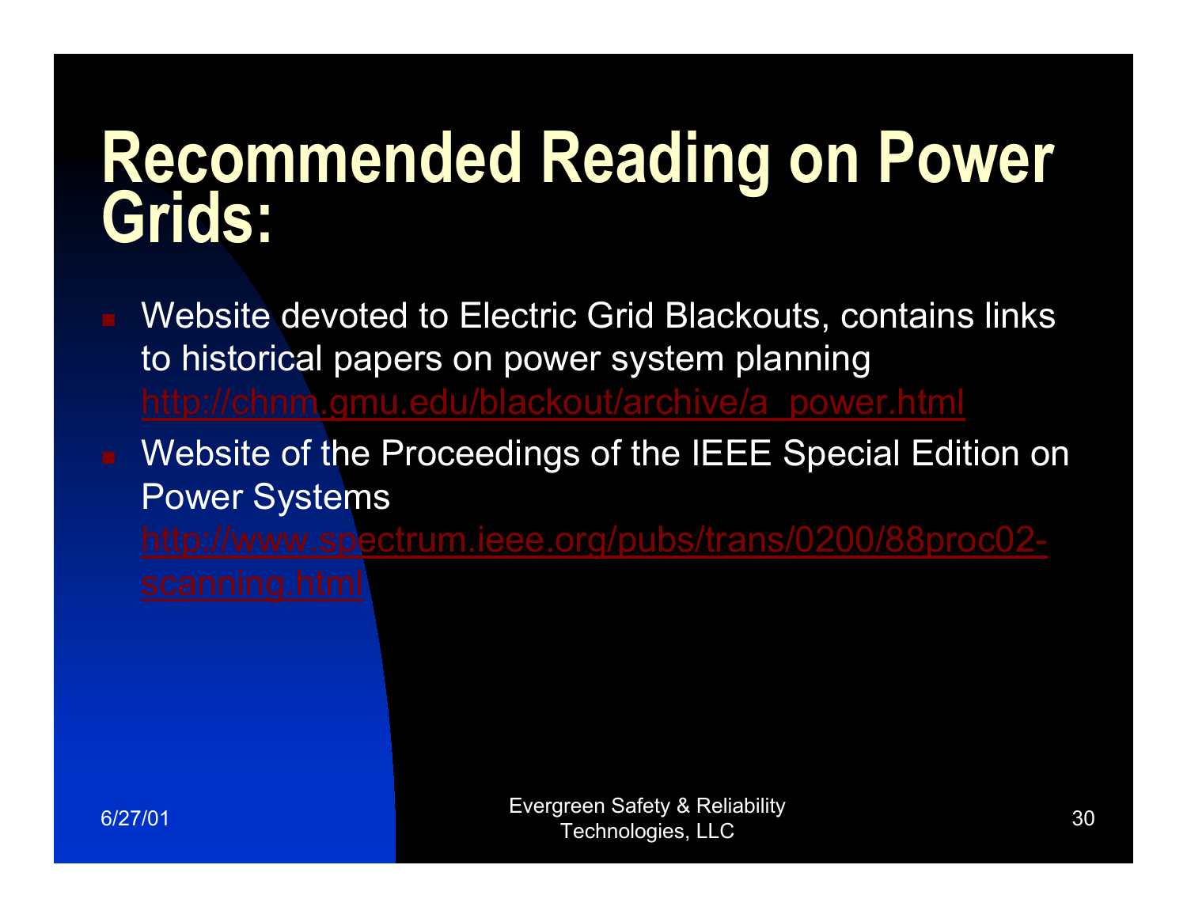# Recommended Reading on Power Grids:

- Website devoted to Electric Grid Blackouts, contains links to historical papers on power system planning http://chnm.gmu.edu/blackout/archive/a_power.html
- Website of the Proceedings of the IEEE Special Edition on Power Systems http://www.spectrum.ieee.org/pubs/trans/0200/88proc02-scanning.html